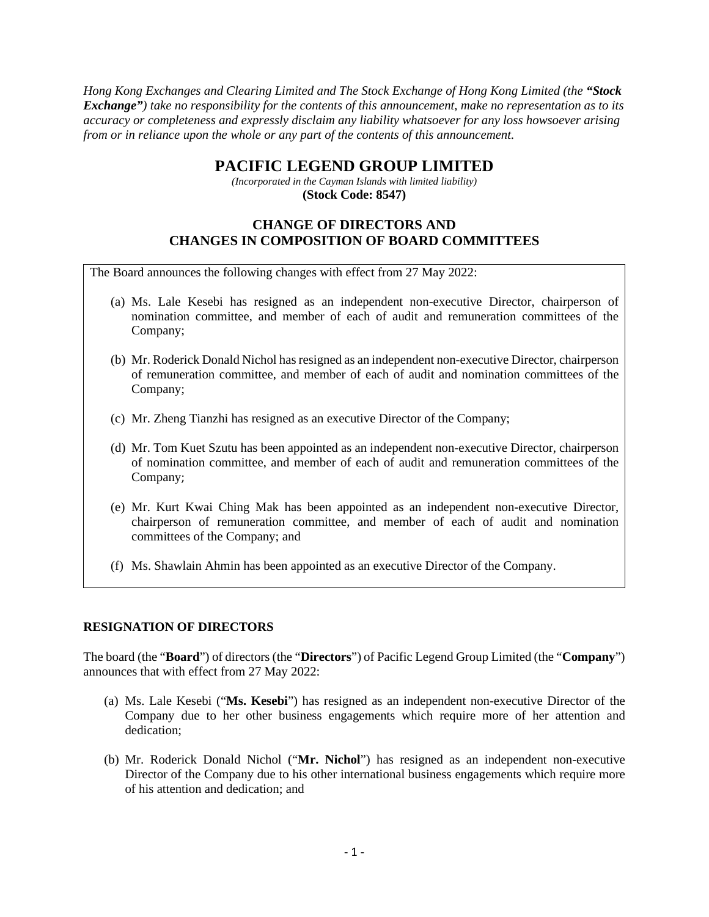*Hong Kong Exchanges and Clearing Limited and The Stock Exchange of Hong Kong Limited (the* ***"Stock Exchange"****) take no responsibility for the contents of this announcement, make no representation as to its accuracy or completeness and expressly disclaim any liability whatsoever for any loss howsoever arising from or in reliance upon the whole or any part of the contents of this announcement.*

# PACIFIC LEGEND GROUP LIMITED

*(Incorporated in the Cayman Islands with limited liability)*

**(Stock Code: 8547)**

## CHANGE OF DIRECTORS AND CHANGES IN COMPOSITION OF BOARD COMMITTEES

The Board announces the following changes with effect from 27 May 2022:

(a) Ms. Lale Kesebi has resigned as an independent non-executive Director, chairperson of nomination committee, and member of each of audit and remuneration committees of the Company;

(b) Mr. Roderick Donald Nichol has resigned as an independent non-executive Director, chairperson of remuneration committee, and member of each of audit and nomination committees of the Company;

(c) Mr. Zheng Tianzhi has resigned as an executive Director of the Company;

(d) Mr. Tom Kuet Szutu has been appointed as an independent non-executive Director, chairperson of nomination committee, and member of each of audit and remuneration committees of the Company;

(e) Mr. Kurt Kwai Ching Mak has been appointed as an independent non-executive Director, chairperson of remuneration committee, and member of each of audit and nomination committees of the Company; and

(f) Ms. Shawlain Ahmin has been appointed as an executive Director of the Company.

### RESIGNATION OF DIRECTORS

The board (the "**Board**") of directors (the "**Directors**") of Pacific Legend Group Limited (the "**Company**") announces that with effect from 27 May 2022:

(a) Ms. Lale Kesebi ("**Ms. Kesebi**") has resigned as an independent non-executive Director of the Company due to her other business engagements which require more of her attention and dedication;

(b) Mr. Roderick Donald Nichol ("**Mr. Nichol**") has resigned as an independent non-executive Director of the Company due to his other international business engagements which require more of his attention and dedication; and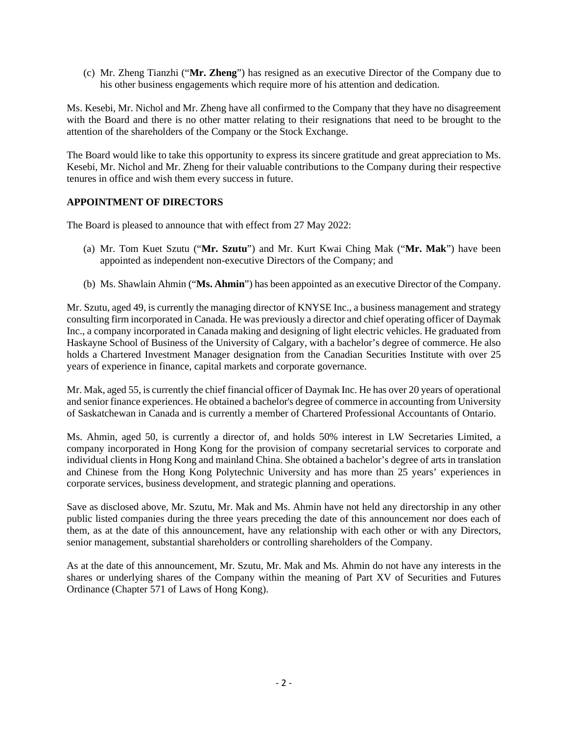(c) Mr. Zheng Tianzhi ("**Mr. Zheng**") has resigned as an executive Director of the Company due to his other business engagements which require more of his attention and dedication.

Ms. Kesebi, Mr. Nichol and Mr. Zheng have all confirmed to the Company that they have no disagreement with the Board and there is no other matter relating to their resignations that need to be brought to the attention of the shareholders of the Company or the Stock Exchange.

The Board would like to take this opportunity to express its sincere gratitude and great appreciation to Ms. Kesebi, Mr. Nichol and Mr. Zheng for their valuable contributions to the Company during their respective tenures in office and wish them every success in future.

## APPOINTMENT OF DIRECTORS

The Board is pleased to announce that with effect from 27 May 2022:

(a) Mr. Tom Kuet Szutu ("**Mr. Szutu**") and Mr. Kurt Kwai Ching Mak ("**Mr. Mak**") have been appointed as independent non-executive Directors of the Company; and

(b) Ms. Shawlain Ahmin ("**Ms. Ahmin**") has been appointed as an executive Director of the Company.

Mr. Szutu, aged 49, is currently the managing director of KNYSE Inc., a business management and strategy consulting firm incorporated in Canada. He was previously a director and chief operating officer of Daymak Inc., a company incorporated in Canada making and designing of light electric vehicles. He graduated from Haskayne School of Business of the University of Calgary, with a bachelor's degree of commerce. He also holds a Chartered Investment Manager designation from the Canadian Securities Institute with over 25 years of experience in finance, capital markets and corporate governance.

Mr. Mak, aged 55, is currently the chief financial officer of Daymak Inc. He has over 20 years of operational and senior finance experiences. He obtained a bachelor's degree of commerce in accounting from University of Saskatchewan in Canada and is currently a member of Chartered Professional Accountants of Ontario.

Ms. Ahmin, aged 50, is currently a director of, and holds 50% interest in LW Secretaries Limited, a company incorporated in Hong Kong for the provision of company secretarial services to corporate and individual clients in Hong Kong and mainland China. She obtained a bachelor's degree of arts in translation and Chinese from the Hong Kong Polytechnic University and has more than 25 years' experiences in corporate services, business development, and strategic planning and operations.

Save as disclosed above, Mr. Szutu, Mr. Mak and Ms. Ahmin have not held any directorship in any other public listed companies during the three years preceding the date of this announcement nor does each of them, as at the date of this announcement, have any relationship with each other or with any Directors, senior management, substantial shareholders or controlling shareholders of the Company.

As at the date of this announcement, Mr. Szutu, Mr. Mak and Ms. Ahmin do not have any interests in the shares or underlying shares of the Company within the meaning of Part XV of Securities and Futures Ordinance (Chapter 571 of Laws of Hong Kong).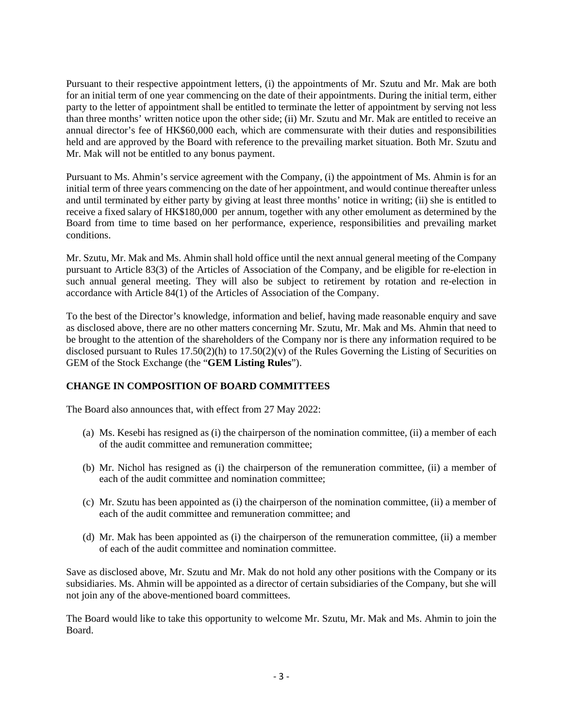Pursuant to their respective appointment letters, (i) the appointments of Mr. Szutu and Mr. Mak are both for an initial term of one year commencing on the date of their appointments. During the initial term, either party to the letter of appointment shall be entitled to terminate the letter of appointment by serving not less than three months' written notice upon the other side; (ii) Mr. Szutu and Mr. Mak are entitled to receive an annual director's fee of HK$60,000 each, which are commensurate with their duties and responsibilities held and are approved by the Board with reference to the prevailing market situation. Both Mr. Szutu and Mr. Mak will not be entitled to any bonus payment.

Pursuant to Ms. Ahmin's service agreement with the Company, (i) the appointment of Ms. Ahmin is for an initial term of three years commencing on the date of her appointment, and would continue thereafter unless and until terminated by either party by giving at least three months' notice in writing; (ii) she is entitled to receive a fixed salary of HK$180,000 per annum, together with any other emolument as determined by the Board from time to time based on her performance, experience, responsibilities and prevailing market conditions.

Mr. Szutu, Mr. Mak and Ms. Ahmin shall hold office until the next annual general meeting of the Company pursuant to Article 83(3) of the Articles of Association of the Company, and be eligible for re-election in such annual general meeting. They will also be subject to retirement by rotation and re-election in accordance with Article 84(1) of the Articles of Association of the Company.

To the best of the Director's knowledge, information and belief, having made reasonable enquiry and save as disclosed above, there are no other matters concerning Mr. Szutu, Mr. Mak and Ms. Ahmin that need to be brought to the attention of the shareholders of the Company nor is there any information required to be disclosed pursuant to Rules 17.50(2)(h) to 17.50(2)(v) of the Rules Governing the Listing of Securities on GEM of the Stock Exchange (the "**GEM Listing Rules**").

## CHANGE IN COMPOSITION OF BOARD COMMITTEES

The Board also announces that, with effect from 27 May 2022:

(a) Ms. Kesebi has resigned as (i) the chairperson of the nomination committee, (ii) a member of each of the audit committee and remuneration committee;

(b) Mr. Nichol has resigned as (i) the chairperson of the remuneration committee, (ii) a member of each of the audit committee and nomination committee;

(c) Mr. Szutu has been appointed as (i) the chairperson of the nomination committee, (ii) a member of each of the audit committee and remuneration committee; and

(d) Mr. Mak has been appointed as (i) the chairperson of the remuneration committee, (ii) a member of each of the audit committee and nomination committee.

Save as disclosed above, Mr. Szutu and Mr. Mak do not hold any other positions with the Company or its subsidiaries. Ms. Ahmin will be appointed as a director of certain subsidiaries of the Company, but she will not join any of the above-mentioned board committees.

The Board would like to take this opportunity to welcome Mr. Szutu, Mr. Mak and Ms. Ahmin to join the Board.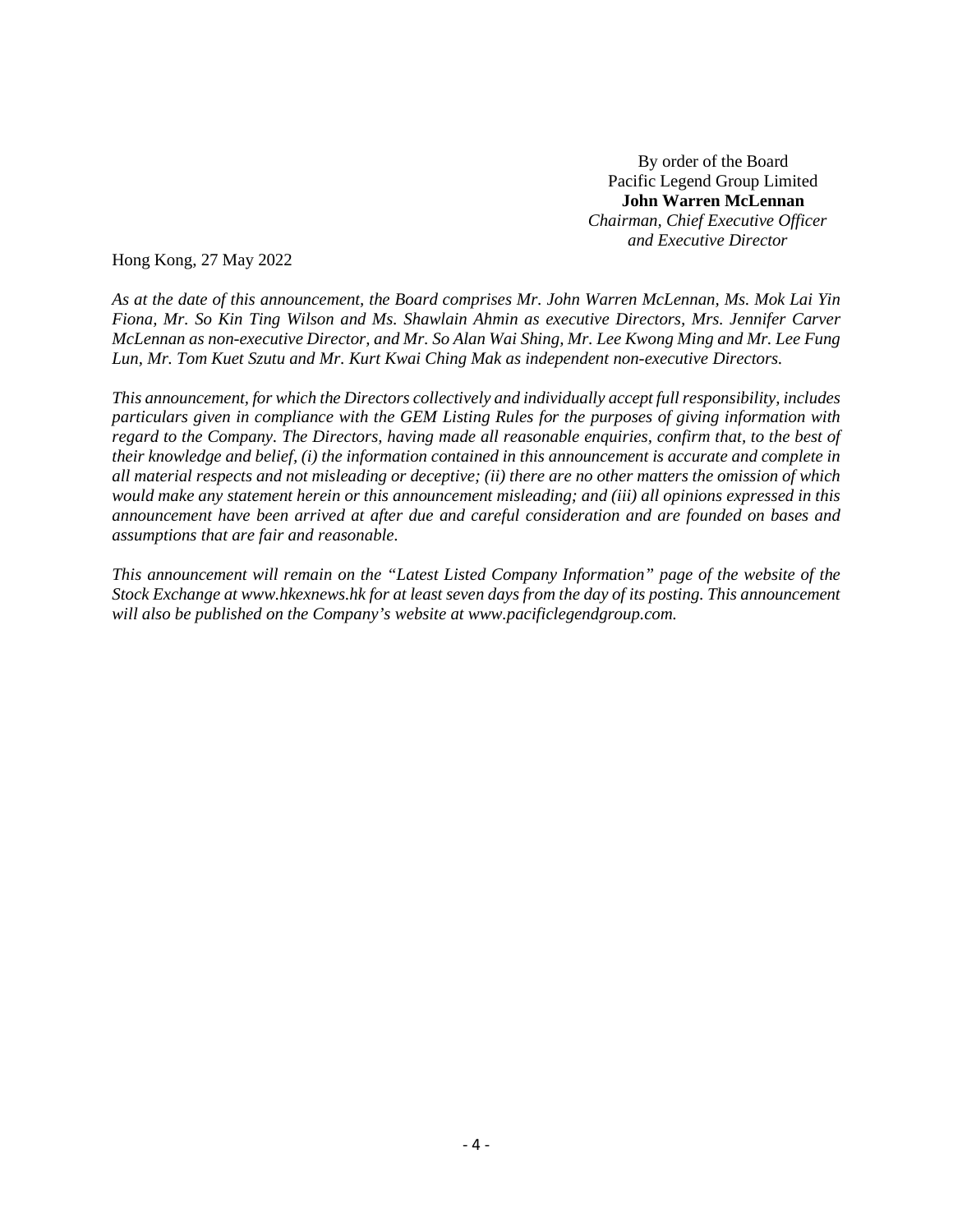By order of the Board
Pacific Legend Group Limited
**John Warren McLennan**
*Chairman, Chief Executive Officer*
*and Executive Director*

Hong Kong, 27 May 2022

*As at the date of this announcement, the Board comprises Mr. John Warren McLennan, Ms. Mok Lai Yin Fiona, Mr. So Kin Ting Wilson and Ms. Shawlain Ahmin as executive Directors, Mrs. Jennifer Carver McLennan as non-executive Director, and Mr. So Alan Wai Shing, Mr. Lee Kwong Ming and Mr. Lee Fung Lun, Mr. Tom Kuet Szutu and Mr. Kurt Kwai Ching Mak as independent non-executive Directors.*

*This announcement, for which the Directors collectively and individually accept full responsibility, includes particulars given in compliance with the GEM Listing Rules for the purposes of giving information with regard to the Company. The Directors, having made all reasonable enquiries, confirm that, to the best of their knowledge and belief, (i) the information contained in this announcement is accurate and complete in all material respects and not misleading or deceptive; (ii) there are no other matters the omission of which would make any statement herein or this announcement misleading; and (iii) all opinions expressed in this announcement have been arrived at after due and careful consideration and are founded on bases and assumptions that are fair and reasonable.*

*This announcement will remain on the "Latest Listed Company Information" page of the website of the Stock Exchange at www.hkexnews.hk for at least seven days from the day of its posting. This announcement will also be published on the Company's website at www.pacificlegendgroup.com.*